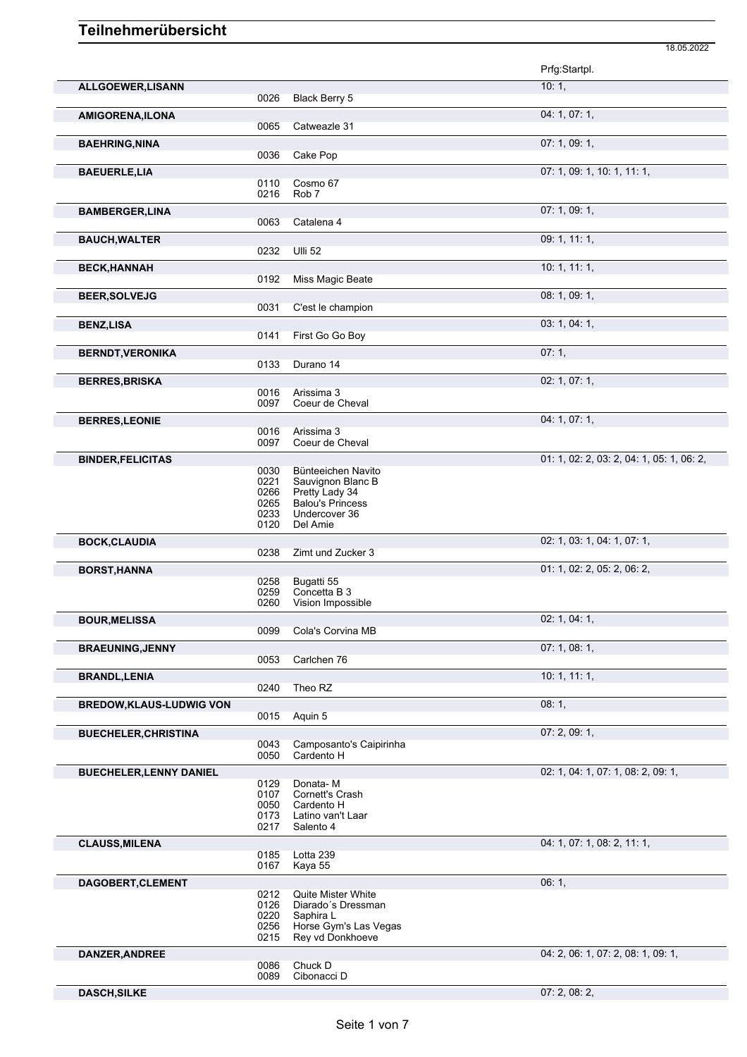# Teilnehmerübersicht

18.05.2022

| Name | Nr. | Pferd | Prfg:Startpl. |
|---|---|---|---|
| **ALLGOEWER,LISANN** | | | 10: 1, |
| | 0026 | Black Berry 5 | |
| **AMIGORENA,ILONA** | | | 04: 1, 07: 1, |
| | 0065 | Catweazle 31 | |
| **BAEHRING,NINA** | | | 07: 1, 09: 1, |
| | 0036 | Cake Pop | |
| **BAEUERLE,LIA** | | | 07: 1, 09: 1, 10: 1, 11: 1, |
| | 0110 | Cosmo 67 | |
| | 0216 | Rob 7 | |
| **BAMBERGER,LINA** | | | 07: 1, 09: 1, |
| | 0063 | Catalena 4 | |
| **BAUCH,WALTER** | | | 09: 1, 11: 1, |
| | 0232 | Ulli 52 | |
| **BECK,HANNAH** | | | 10: 1, 11: 1, |
| | 0192 | Miss Magic Beate | |
| **BEER,SOLVEJG** | | | 08: 1, 09: 1, |
| | 0031 | C'est le champion | |
| **BENZ,LISA** | | | 03: 1, 04: 1, |
| | 0141 | First Go Go Boy | |
| **BERNDT,VERONIKA** | | | 07: 1, |
| | 0133 | Durano 14 | |
| **BERRES,BRISKA** | | | 02: 1, 07: 1, |
| | 0016 | Arissima 3 | |
| | 0097 | Coeur de Cheval | |
| **BERRES,LEONIE** | | | 04: 1, 07: 1, |
| | 0016 | Arissima 3 | |
| | 0097 | Coeur de Cheval | |
| **BINDER,FELICITAS** | | | 01: 1, 02: 2, 03: 2, 04: 1, 05: 1, 06: 2, |
| | 0030 | Bünteeichen Navito | |
| | 0221 | Sauvignon Blanc B | |
| | 0266 | Pretty Lady 34 | |
| | 0265 | Balou's Princess | |
| | 0233 | Undercover 36 | |
| | 0120 | Del Amie | |
| **BOCK,CLAUDIA** | | | 02: 1, 03: 1, 04: 1, 07: 1, |
| | 0238 | Zimt und Zucker 3 | |
| **BORST,HANNA** | | | 01: 1, 02: 2, 05: 2, 06: 2, |
| | 0258 | Bugatti 55 | |
| | 0259 | Concetta B 3 | |
| | 0260 | Vision Impossible | |
| **BOUR,MELISSA** | | | 02: 1, 04: 1, |
| | 0099 | Cola's Corvina MB | |
| **BRAEUNING,JENNY** | | | 07: 1, 08: 1, |
| | 0053 | Carlchen 76 | |
| **BRANDL,LENIA** | | | 10: 1, 11: 1, |
| | 0240 | Theo RZ | |
| **BREDOW,KLAUS-LUDWIG VON** | | | 08: 1, |
| | 0015 | Aquin 5 | |
| **BUECHELER,CHRISTINA** | | | 07: 2, 09: 1, |
| | 0043 | Camposanto's Caipirinha | |
| | 0050 | Cardento H | |
| **BUECHELER,LENNY DANIEL** | | | 02: 1, 04: 1, 07: 1, 08: 2, 09: 1, |
| | 0129 | Donata- M | |
| | 0107 | Cornett's Crash | |
| | 0050 | Cardento H | |
| | 0173 | Latino van't Laar | |
| | 0217 | Salento 4 | |
| **CLAUSS,MILENA** | | | 04: 1, 07: 1, 08: 2, 11: 1, |
| | 0185 | Lotta 239 | |
| | 0167 | Kaya 55 | |
| **DAGOBERT,CLEMENT** | | | 06: 1, |
| | 0212 | Quite Mister White | |
| | 0126 | Diarado´s Dressman | |
| | 0220 | Saphira L | |
| | 0256 | Horse Gym's Las Vegas | |
| | 0215 | Rey vd Donkhoeve | |
| **DANZER,ANDREE** | | | 04: 2, 06: 1, 07: 2, 08: 1, 09: 1, |
| | 0086 | Chuck D | |
| | 0089 | Cibonacci D | |
| **DASCH,SILKE** | | | 07: 2, 08: 2, |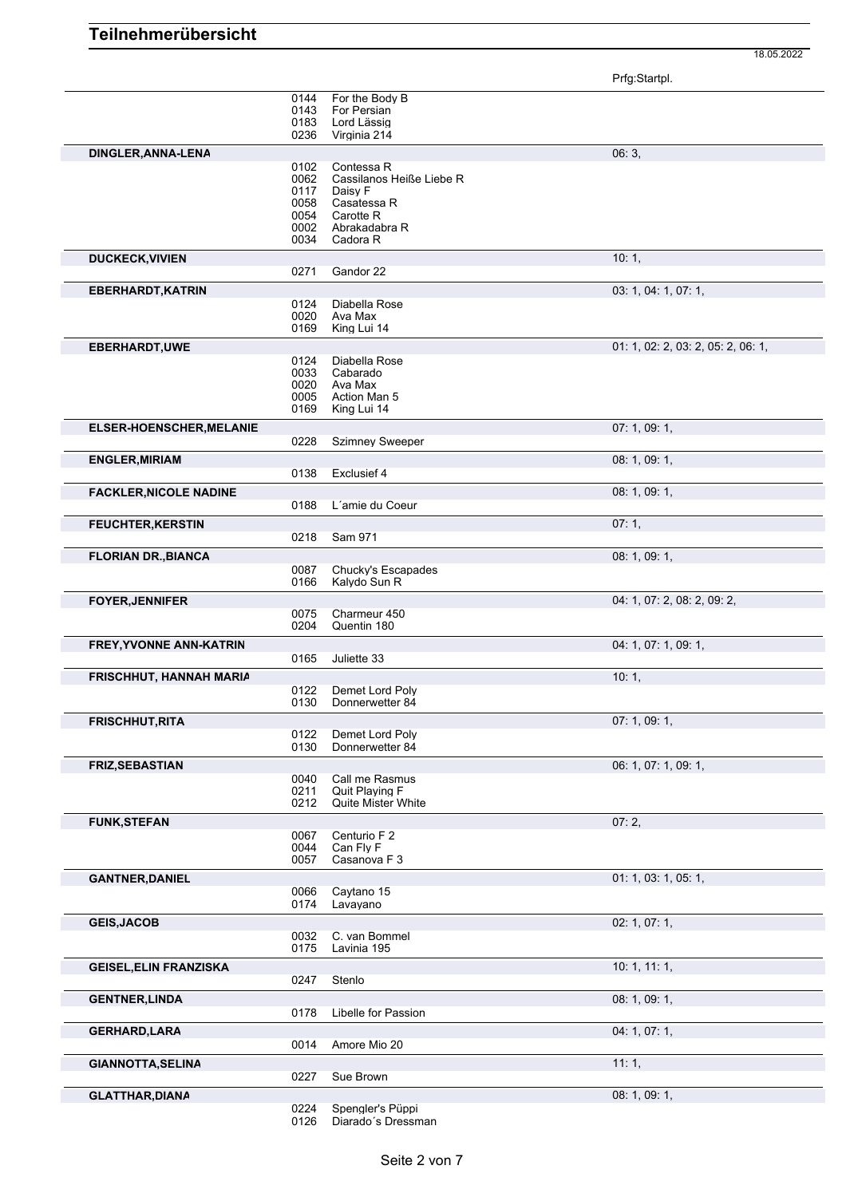# Teilnehmerübersicht

18.05.2022

| Teilnehmer | Nr. | Pferd | Prfg:Startpl. |
|---|---|---|---|
| | 0144 | For the Body B | |
| | 0143 | For Persian | |
| | 0183 | Lord Lässig | |
| | 0236 | Virginia 214 | |
| **DINGLER,ANNA-LENA** | | | 06: 3, |
| | 0102 | Contessa R | |
| | 0062 | Cassilanos Heiße Liebe R | |
| | 0117 | Daisy F | |
| | 0058 | Casatessa R | |
| | 0054 | Carotte R | |
| | 0002 | Abrakadabra R | |
| | 0034 | Cadora R | |
| **DUCKECK,VIVIEN** | | | 10: 1, |
| | 0271 | Gandor 22 | |
| **EBERHARDT,KATRIN** | | | 03: 1, 04: 1, 07: 1, |
| | 0124 | Diabella Rose | |
| | 0020 | Ava Max | |
| | 0169 | King Lui 14 | |
| **EBERHARDT,UWE** | | | 01: 1, 02: 2, 03: 2, 05: 2, 06: 1, |
| | 0124 | Diabella Rose | |
| | 0033 | Cabarado | |
| | 0020 | Ava Max | |
| | 0005 | Action Man 5 | |
| | 0169 | King Lui 14 | |
| **ELSER-HOENSCHER,MELANIE** | | | 07: 1, 09: 1, |
| | 0228 | Szimney Sweeper | |
| **ENGLER,MIRIAM** | | | 08: 1, 09: 1, |
| | 0138 | Exclusief 4 | |
| **FACKLER,NICOLE NADINE** | | | 08: 1, 09: 1, |
| | 0188 | L´amie du Coeur | |
| **FEUCHTER,KERSTIN** | | | 07: 1, |
| | 0218 | Sam 971 | |
| **FLORIAN DR.,BIANCA** | | | 08: 1, 09: 1, |
| | 0087 | Chucky's Escapades | |
| | 0166 | Kalydo Sun R | |
| **FOYER,JENNIFER** | | | 04: 1, 07: 2, 08: 2, 09: 2, |
| | 0075 | Charmeur 450 | |
| | 0204 | Quentin 180 | |
| **FREY,YVONNE ANN-KATRIN** | | | 04: 1, 07: 1, 09: 1, |
| | 0165 | Juliette 33 | |
| **FRISCHHUT, HANNAH MARIA** | | | 10: 1, |
| | 0122 | Demet Lord Poly | |
| | 0130 | Donnerwetter 84 | |
| **FRISCHHUT,RITA** | | | 07: 1, 09: 1, |
| | 0122 | Demet Lord Poly | |
| | 0130 | Donnerwetter 84 | |
| **FRIZ,SEBASTIAN** | | | 06: 1, 07: 1, 09: 1, |
| | 0040 | Call me Rasmus | |
| | 0211 | Quit Playing F | |
| | 0212 | Quite Mister White | |
| **FUNK,STEFAN** | | | 07: 2, |
| | 0067 | Centurio F 2 | |
| | 0044 | Can Fly F | |
| | 0057 | Casanova F 3 | |
| **GANTNER,DANIEL** | | | 01: 1, 03: 1, 05: 1, |
| | 0066 | Caytano 15 | |
| | 0174 | Lavayano | |
| **GEIS,JACOB** | | | 02: 1, 07: 1, |
| | 0032 | C. van Bommel | |
| | 0175 | Lavinia 195 | |
| **GEISEL,ELIN FRANZISKA** | | | 10: 1, 11: 1, |
| | 0247 | Stenlo | |
| **GENTNER,LINDA** | | | 08: 1, 09: 1, |
| | 0178 | Libelle for Passion | |
| **GERHARD,LARA** | | | 04: 1, 07: 1, |
| | 0014 | Amore Mio 20 | |
| **GIANNOTTA,SELINA** | | | 11: 1, |
| | 0227 | Sue Brown | |
| **GLATTHAR,DIANA** | | | 08: 1, 09: 1, |
| | 0224 | Spengler's Püppi | |
| | 0126 | Diarado´s Dressman | |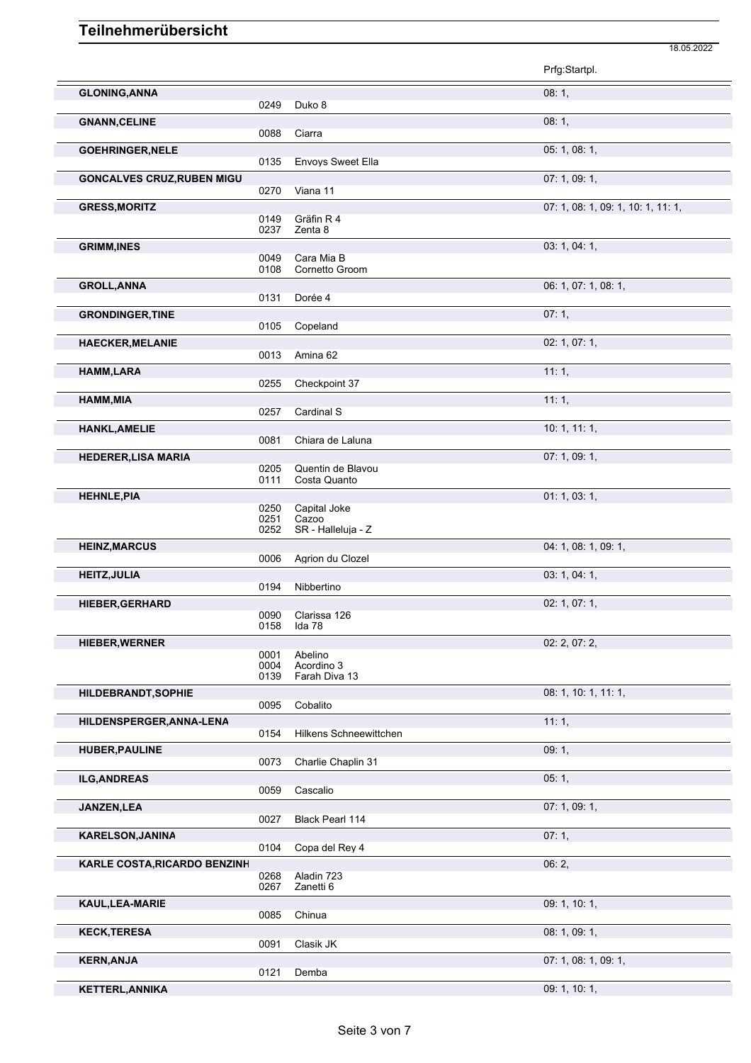# Teilnehmerübersicht

18.05.2022

| Teilnehmer | Nr. | Pferd | Prfg:Startpl. |
|---|---|---|---|
| GLONING,ANNA | | | 08: 1, |
| | 0249 | Duko 8 | |
| GNANN,CELINE | | | 08: 1, |
| | 0088 | Ciarra | |
| GOEHRINGER,NELE | | | 05: 1, 08: 1, |
| | 0135 | Envoys Sweet Ella | |
| GONCALVES CRUZ,RUBEN MIGU | | | 07: 1, 09: 1, |
| | 0270 | Viana 11 | |
| GRESS,MORITZ | | | 07: 1, 08: 1, 09: 1, 10: 1, 11: 1, |
| | 0149 | Gräfin R 4 | |
| | 0237 | Zenta 8 | |
| GRIMM,INES | | | 03: 1, 04: 1, |
| | 0049 | Cara Mia B | |
| | 0108 | Cornetto Groom | |
| GROLL,ANNA | | | 06: 1, 07: 1, 08: 1, |
| | 0131 | Dorée 4 | |
| GRONDINGER,TINE | | | 07: 1, |
| | 0105 | Copeland | |
| HAECKER,MELANIE | | | 02: 1, 07: 1, |
| | 0013 | Amina 62 | |
| HAMM,LARA | | | 11: 1, |
| | 0255 | Checkpoint 37 | |
| HAMM,MIA | | | 11: 1, |
| | 0257 | Cardinal S | |
| HANKL,AMELIE | | | 10: 1, 11: 1, |
| | 0081 | Chiara de Laluna | |
| HEDERER,LISA MARIA | | | 07: 1, 09: 1, |
| | 0205 | Quentin de Blavou | |
| | 0111 | Costa Quanto | |
| HEHNLE,PIA | | | 01: 1, 03: 1, |
| | 0250 | Capital Joke | |
| | 0251 | Cazoo | |
| | 0252 | SR - Halleluja - Z | |
| HEINZ,MARCUS | | | 04: 1, 08: 1, 09: 1, |
| | 0006 | Agrion du Clozel | |
| HEITZ,JULIA | | | 03: 1, 04: 1, |
| | 0194 | Nibbertino | |
| HIEBER,GERHARD | | | 02: 1, 07: 1, |
| | 0090 | Clarissa 126 | |
| | 0158 | Ida 78 | |
| HIEBER,WERNER | | | 02: 2, 07: 2, |
| | 0001 | Abelino | |
| | 0004 | Acordino 3 | |
| | 0139 | Farah Diva 13 | |
| HILDEBRANDT,SOPHIE | | | 08: 1, 10: 1, 11: 1, |
| | 0095 | Cobalito | |
| HILDENSPERGER,ANNA-LENA | | | 11: 1, |
| | 0154 | Hilkens Schneewittchen | |
| HUBER,PAULINE | | | 09: 1, |
| | 0073 | Charlie Chaplin 31 | |
| ILG,ANDREAS | | | 05: 1, |
| | 0059 | Cascalio | |
| JANZEN,LEA | | | 07: 1, 09: 1, |
| | 0027 | Black Pearl 114 | |
| KARELSON,JANINA | | | 07: 1, |
| | 0104 | Copa del Rey 4 | |
| KARLE COSTA,RICARDO BENZINH | | | 06: 2, |
| | 0268 | Aladin 723 | |
| | 0267 | Zanetti 6 | |
| KAUL,LEA-MARIE | | | 09: 1, 10: 1, |
| | 0085 | Chinua | |
| KECK,TERESA | | | 08: 1, 09: 1, |
| | 0091 | Clasik JK | |
| KERN,ANJA | | | 07: 1, 08: 1, 09: 1, |
| | 0121 | Demba | |
| KETTERL,ANNIKA | | | 09: 1, 10: 1, |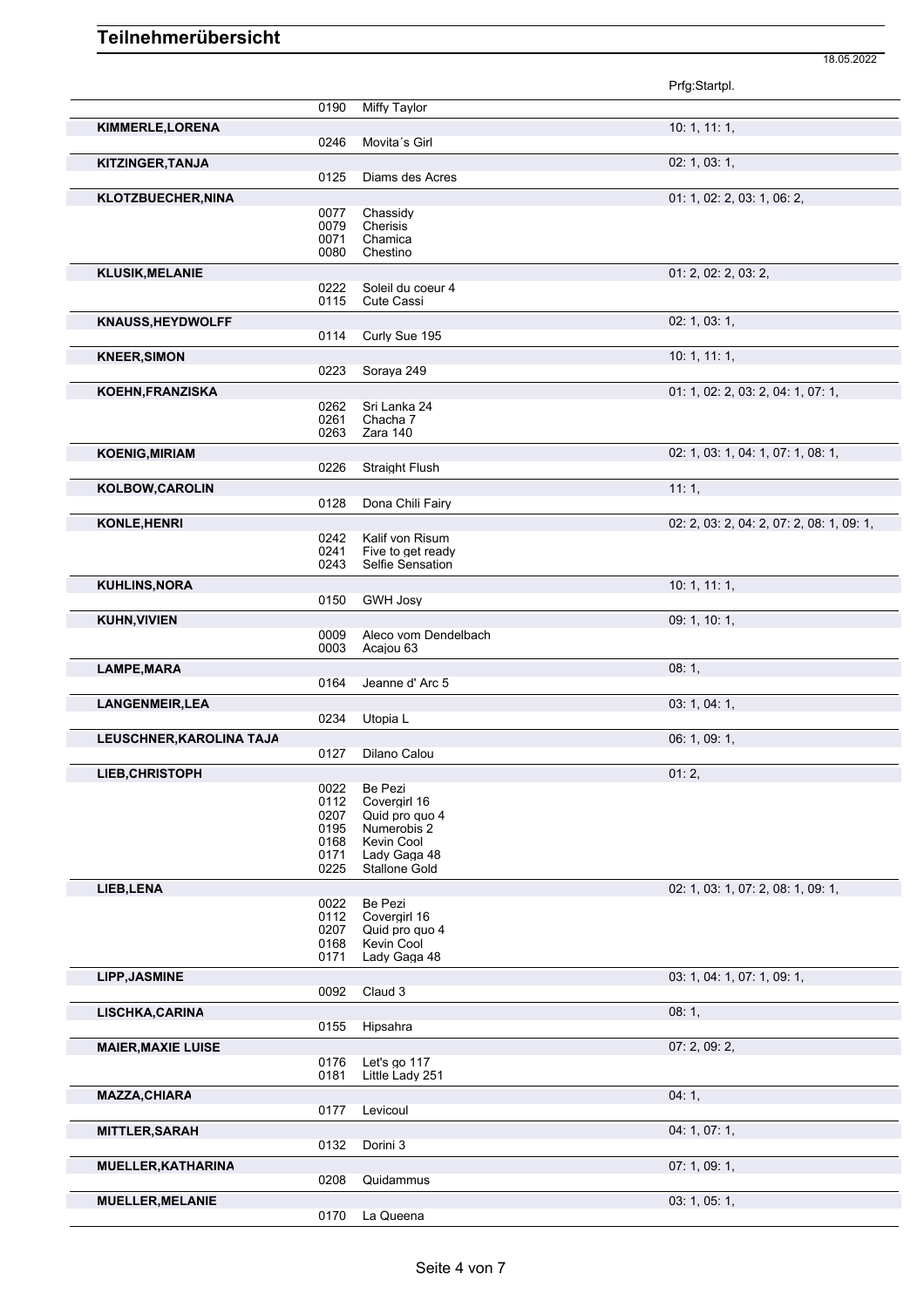## Teilnehmerübersicht

18.05.2022

| Teilnehmer | Nr. | Pferd | Prfg:Startpl. |
|---|---|---|---|
| | 0190 | Miffy Taylor | |
| **KIMMERLE,LORENA** | | | 10: 1, 11: 1, |
| | 0246 | Movita´s Girl | |
| **KITZINGER,TANJA** | | | 02: 1, 03: 1, |
| | 0125 | Diams des Acres | |
| **KLOTZBUECHER,NINA** | | | 01: 1, 02: 2, 03: 1, 06: 2, |
| | 0077 | Chassidy | |
| | 0079 | Cherisis | |
| | 0071 | Chamica | |
| | 0080 | Chestino | |
| **KLUSIK,MELANIE** | | | 01: 2, 02: 2, 03: 2, |
| | 0222 | Soleil du coeur 4 | |
| | 0115 | Cute Cassi | |
| **KNAUSS,HEYDWOLFF** | | | 02: 1, 03: 1, |
| | 0114 | Curly Sue 195 | |
| **KNEER,SIMON** | | | 10: 1, 11: 1, |
| | 0223 | Soraya 249 | |
| **KOEHN,FRANZISKA** | | | 01: 1, 02: 2, 03: 2, 04: 1, 07: 1, |
| | 0262 | Sri Lanka 24 | |
| | 0261 | Chacha 7 | |
| | 0263 | Zara 140 | |
| **KOENIG,MIRIAM** | | | 02: 1, 03: 1, 04: 1, 07: 1, 08: 1, |
| | 0226 | Straight Flush | |
| **KOLBOW,CAROLIN** | | | 11: 1, |
| | 0128 | Dona Chili Fairy | |
| **KONLE,HENRI** | | | 02: 2, 03: 2, 04: 2, 07: 2, 08: 1, 09: 1, |
| | 0242 | Kalif von Risum | |
| | 0241 | Five to get ready | |
| | 0243 | Selfie Sensation | |
| **KUHLINS,NORA** | | | 10: 1, 11: 1, |
| | 0150 | GWH Josy | |
| **KUHN,VIVIEN** | | | 09: 1, 10: 1, |
| | 0009 | Aleco vom Dendelbach | |
| | 0003 | Acajou 63 | |
| **LAMPE,MARA** | | | 08: 1, |
| | 0164 | Jeanne d' Arc 5 | |
| **LANGENMEIR,LEA** | | | 03: 1, 04: 1, |
| | 0234 | Utopia L | |
| **LEUSCHNER,KAROLINA TAJA** | | | 06: 1, 09: 1, |
| | 0127 | Dilano Calou | |
| **LIEB,CHRISTOPH** | | | 01: 2, |
| | 0022 | Be Pezi | |
| | 0112 | Covergirl 16 | |
| | 0207 | Quid pro quo 4 | |
| | 0195 | Numerobis 2 | |
| | 0168 | Kevin Cool | |
| | 0171 | Lady Gaga 48 | |
| | 0225 | Stallone Gold | |
| **LIEB,LENA** | | | 02: 1, 03: 1, 07: 2, 08: 1, 09: 1, |
| | 0022 | Be Pezi | |
| | 0112 | Covergirl 16 | |
| | 0207 | Quid pro quo 4 | |
| | 0168 | Kevin Cool | |
| | 0171 | Lady Gaga 48 | |
| **LIPP,JASMINE** | | | 03: 1, 04: 1, 07: 1, 09: 1, |
| | 0092 | Claud 3 | |
| **LISCHKA,CARINA** | | | 08: 1, |
| | 0155 | Hipsahra | |
| **MAIER,MAXIE LUISE** | | | 07: 2, 09: 2, |
| | 0176 | Let's go 117 | |
| | 0181 | Little Lady 251 | |
| **MAZZA,CHIARA** | | | 04: 1, |
| | 0177 | Levicoul | |
| **MITTLER,SARAH** | | | 04: 1, 07: 1, |
| | 0132 | Dorini 3 | |
| **MUELLER,KATHARINA** | | | 07: 1, 09: 1, |
| | 0208 | Quidammus | |
| **MUELLER,MELANIE** | | | 03: 1, 05: 1, |
| | 0170 | La Queena | |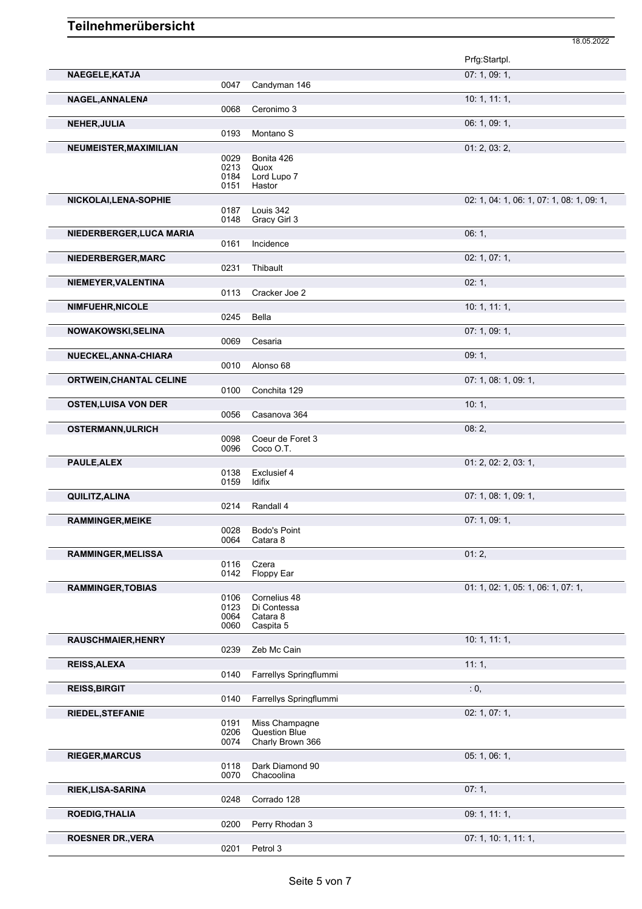# Teilnehmerübersicht

18.05.2022

| Teilnehmer | Nr. | Pferd | Prfg:Startpl. |
|---|---|---|---|
| **NAEGELE,KATJA** | | | 07: 1, 09: 1, |
| | 0047 | Candyman 146 | |
| **NAGEL,ANNALENA** | | | 10: 1, 11: 1, |
| | 0068 | Ceronimo 3 | |
| **NEHER,JULIA** | | | 06: 1, 09: 1, |
| | 0193 | Montano S | |
| **NEUMEISTER,MAXIMILIAN** | | | 01: 2, 03: 2, |
| | 0029 | Bonita 426 | |
| | 0213 | Quox | |
| | 0184 | Lord Lupo 7 | |
| | 0151 | Hastor | |
| **NICKOLAI,LENA-SOPHIE** | | | 02: 1, 04: 1, 06: 1, 07: 1, 08: 1, 09: 1, |
| | 0187 | Louis 342 | |
| | 0148 | Gracy Girl 3 | |
| **NIEDERBERGER,LUCA MARIA** | | | 06: 1, |
| | 0161 | Incidence | |
| **NIEDERBERGER,MARC** | | | 02: 1, 07: 1, |
| | 0231 | Thibault | |
| **NIEMEYER,VALENTINA** | | | 02: 1, |
| | 0113 | Cracker Joe 2 | |
| **NIMFUEHR,NICOLE** | | | 10: 1, 11: 1, |
| | 0245 | Bella | |
| **NOWAKOWSKI,SELINA** | | | 07: 1, 09: 1, |
| | 0069 | Cesaria | |
| **NUECKEL,ANNA-CHIARA** | | | 09: 1, |
| | 0010 | Alonso 68 | |
| **ORTWEIN,CHANTAL CELINE** | | | 07: 1, 08: 1, 09: 1, |
| | 0100 | Conchita 129 | |
| **OSTEN,LUISA VON DER** | | | 10: 1, |
| | 0056 | Casanova 364 | |
| **OSTERMANN,ULRICH** | | | 08: 2, |
| | 0098 | Coeur de Foret 3 | |
| | 0096 | Coco O.T. | |
| **PAULE,ALEX** | | | 01: 2, 02: 2, 03: 1, |
| | 0138 | Exclusief 4 | |
| | 0159 | Idifix | |
| **QUILITZ,ALINA** | | | 07: 1, 08: 1, 09: 1, |
| | 0214 | Randall 4 | |
| **RAMMINGER,MEIKE** | | | 07: 1, 09: 1, |
| | 0028 | Bodo's Point | |
| | 0064 | Catara 8 | |
| **RAMMINGER,MELISSA** | | | 01: 2, |
| | 0116 | Czera | |
| | 0142 | Floppy Ear | |
| **RAMMINGER,TOBIAS** | | | 01: 1, 02: 1, 05: 1, 06: 1, 07: 1, |
| | 0106 | Cornelius 48 | |
| | 0123 | Di Contessa | |
| | 0064 | Catara 8 | |
| | 0060 | Caspita 5 | |
| **RAUSCHMAIER,HENRY** | | | 10: 1, 11: 1, |
| | 0239 | Zeb Mc Cain | |
| **REISS,ALEXA** | | | 11: 1, |
| | 0140 | Farrellys Springflummi | |
| **REISS,BIRGIT** | | | : 0, |
| | 0140 | Farrellys Springflummi | |
| **RIEDEL,STEFANIE** | | | 02: 1, 07: 1, |
| | 0191 | Miss Champagne | |
| | 0206 | Question Blue | |
| | 0074 | Charly Brown 366 | |
| **RIEGER,MARCUS** | | | 05: 1, 06: 1, |
| | 0118 | Dark Diamond 90 | |
| | 0070 | Chacoolina | |
| **RIEK,LISA-SARINA** | | | 07: 1, |
| | 0248 | Corrado 128 | |
| **ROEDIG,THALIA** | | | 09: 1, 11: 1, |
| | 0200 | Perry Rhodan 3 | |
| **ROESNER DR.,VERA** | | | 07: 1, 10: 1, 11: 1, |
| | 0201 | Petrol 3 | |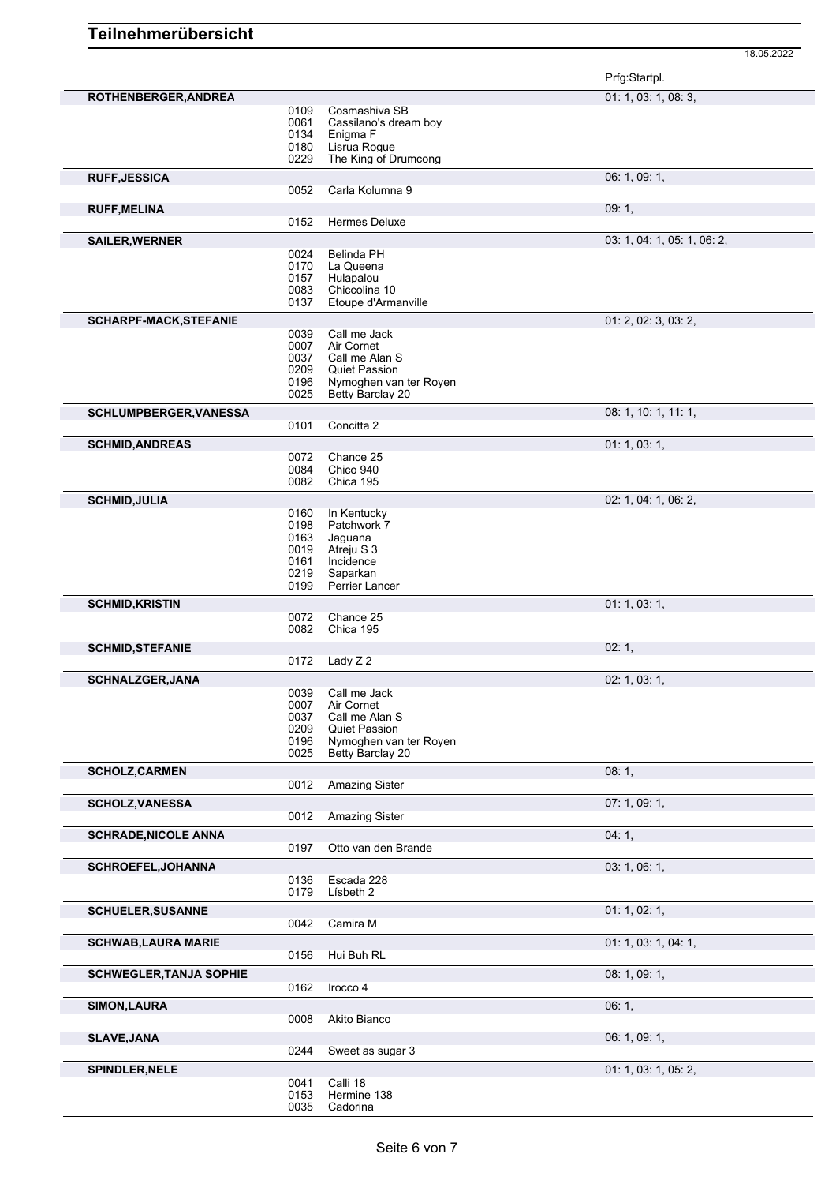# Teilnehmerübersicht

18.05.2022

| Teilnehmer | Nr. | Pferd | Prfg:Startpl. |
|---|---|---|---|
| **ROTHENBERGER,ANDREA** | | | 01: 1, 03: 1, 08: 3, |
| | 0109 | Cosmashiva SB | |
| | 0061 | Cassilano's dream boy | |
| | 0134 | Enigma F | |
| | 0180 | Lisrua Rogue | |
| | 0229 | The King of Drumcong | |
| **RUFF,JESSICA** | | | 06: 1, 09: 1, |
| | 0052 | Carla Kolumna 9 | |
| **RUFF,MELINA** | | | 09: 1, |
| | 0152 | Hermes Deluxe | |
| **SAILER,WERNER** | | | 03: 1, 04: 1, 05: 1, 06: 2, |
| | 0024 | Belinda PH | |
| | 0170 | La Queena | |
| | 0157 | Hulapalou | |
| | 0083 | Chiccolina 10 | |
| | 0137 | Etoupe d'Armanville | |
| **SCHARPF-MACK,STEFANIE** | | | 01: 2, 02: 3, 03: 2, |
| | 0039 | Call me Jack | |
| | 0007 | Air Cornet | |
| | 0037 | Call me Alan S | |
| | 0209 | Quiet Passion | |
| | 0196 | Nymoghen van ter Royen | |
| | 0025 | Betty Barclay 20 | |
| **SCHLUMPBERGER,VANESSA** | | | 08: 1, 10: 1, 11: 1, |
| | 0101 | Concitta 2 | |
| **SCHMID,ANDREAS** | | | 01: 1, 03: 1, |
| | 0072 | Chance 25 | |
| | 0084 | Chico 940 | |
| | 0082 | Chica 195 | |
| **SCHMID,JULIA** | | | 02: 1, 04: 1, 06: 2, |
| | 0160 | In Kentucky | |
| | 0198 | Patchwork 7 | |
| | 0163 | Jaguana | |
| | 0019 | Atreju S 3 | |
| | 0161 | Incidence | |
| | 0219 | Saparkan | |
| | 0199 | Perrier Lancer | |
| **SCHMID,KRISTIN** | | | 01: 1, 03: 1, |
| | 0072 | Chance 25 | |
| | 0082 | Chica 195 | |
| **SCHMID,STEFANIE** | | | 02: 1, |
| | 0172 | Lady Z 2 | |
| **SCHNALZGER,JANA** | | | 02: 1, 03: 1, |
| | 0039 | Call me Jack | |
| | 0007 | Air Cornet | |
| | 0037 | Call me Alan S | |
| | 0209 | Quiet Passion | |
| | 0196 | Nymoghen van ter Royen | |
| | 0025 | Betty Barclay 20 | |
| **SCHOLZ,CARMEN** | | | 08: 1, |
| | 0012 | Amazing Sister | |
| **SCHOLZ,VANESSA** | | | 07: 1, 09: 1, |
| | 0012 | Amazing Sister | |
| **SCHRADE,NICOLE ANNA** | | | 04: 1, |
| | 0197 | Otto van den Brande | |
| **SCHROEFEL,JOHANNA** | | | 03: 1, 06: 1, |
| | 0136 | Escada 228 | |
| | 0179 | Lísbeth 2 | |
| **SCHUELER,SUSANNE** | | | 01: 1, 02: 1, |
| | 0042 | Camira M | |
| **SCHWAB,LAURA MARIE** | | | 01: 1, 03: 1, 04: 1, |
| | 0156 | Hui Buh RL | |
| **SCHWEGLER,TANJA SOPHIE** | | | 08: 1, 09: 1, |
| | 0162 | Irocco 4 | |
| **SIMON,LAURA** | | | 06: 1, |
| | 0008 | Akito Bianco | |
| **SLAVE,JANA** | | | 06: 1, 09: 1, |
| | 0244 | Sweet as sugar 3 | |
| **SPINDLER,NELE** | | | 01: 1, 03: 1, 05: 2, |
| | 0041 | Calli 18 | |
| | 0153 | Hermine 138 | |
| | 0035 | Cadorina | |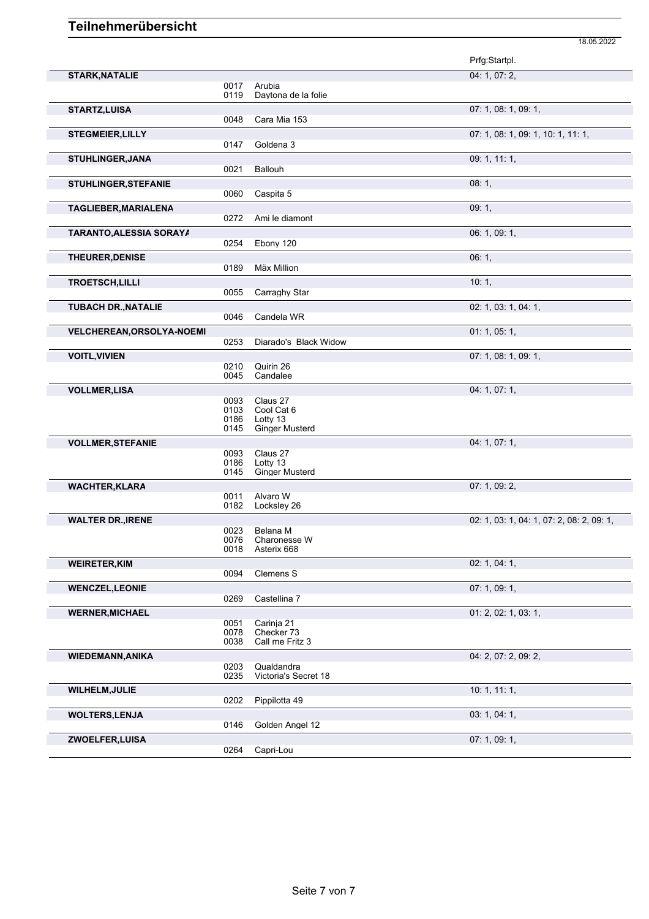# Teilnehmerübersicht

18.05.2022

| | | | Prfg:Startpl. |
|---|---|---|---|
| **STARK,NATALIE** | | | 04: 1, 07: 2, |
| | 0017 | Arubia | |
| | 0119 | Daytona de la folie | |
| **STARTZ,LUISA** | | | 07: 1, 08: 1, 09: 1, |
| | 0048 | Cara Mia 153 | |
| **STEGMEIER,LILLY** | | | 07: 1, 08: 1, 09: 1, 10: 1, 11: 1, |
| | 0147 | Goldena 3 | |
| **STUHLINGER,JANA** | | | 09: 1, 11: 1, |
| | 0021 | Ballouh | |
| **STUHLINGER,STEFANIE** | | | 08: 1, |
| | 0060 | Caspita 5 | |
| **TAGLIEBER,MARIALENA** | | | 09: 1, |
| | 0272 | Ami le diamont | |
| **TARANTO,ALESSIA SORAYA** | | | 06: 1, 09: 1, |
| | 0254 | Ebony 120 | |
| **THEURER,DENISE** | | | 06: 1, |
| | 0189 | Mäx Million | |
| **TROETSCH,LILLI** | | | 10: 1, |
| | 0055 | Carraghy Star | |
| **TUBACH DR.,NATALIE** | | | 02: 1, 03: 1, 04: 1, |
| | 0046 | Candela WR | |
| **VELCHEREAN,ORSOLYA-NOEMI** | | | 01: 1, 05: 1, |
| | 0253 | Diarado's Black Widow | |
| **VOITL,VIVIEN** | | | 07: 1, 08: 1, 09: 1, |
| | 0210 | Quirin 26 | |
| | 0045 | Candalee | |
| **VOLLMER,LISA** | | | 04: 1, 07: 1, |
| | 0093 | Claus 27 | |
| | 0103 | Cool Cat 6 | |
| | 0186 | Lotty 13 | |
| | 0145 | Ginger Musterd | |
| **VOLLMER,STEFANIE** | | | 04: 1, 07: 1, |
| | 0093 | Claus 27 | |
| | 0186 | Lotty 13 | |
| | 0145 | Ginger Musterd | |
| **WACHTER,KLARA** | | | 07: 1, 09: 2, |
| | 0011 | Alvaro W | |
| | 0182 | Locksley 26 | |
| **WALTER DR.,IRENE** | | | 02: 1, 03: 1, 04: 1, 07: 2, 08: 2, 09: 1, |
| | 0023 | Belana M | |
| | 0076 | Charonesse W | |
| | 0018 | Asterix 668 | |
| **WEIRETER,KIM** | | | 02: 1, 04: 1, |
| | 0094 | Clemens S | |
| **WENCZEL,LEONIE** | | | 07: 1, 09: 1, |
| | 0269 | Castellina 7 | |
| **WERNER,MICHAEL** | | | 01: 2, 02: 1, 03: 1, |
| | 0051 | Carinja 21 | |
| | 0078 | Checker 73 | |
| | 0038 | Call me Fritz 3 | |
| **WIEDEMANN,ANIKA** | | | 04: 2, 07: 2, 09: 2, |
| | 0203 | Qualdandra | |
| | 0235 | Victoria's Secret 18 | |
| **WILHELM,JULIE** | | | 10: 1, 11: 1, |
| | 0202 | Pippilotta 49 | |
| **WOLTERS,LENJA** | | | 03: 1, 04: 1, |
| | 0146 | Golden Angel 12 | |
| **ZWOELFER,LUISA** | | | 07: 1, 09: 1, |
| | 0264 | Capri-Lou | |